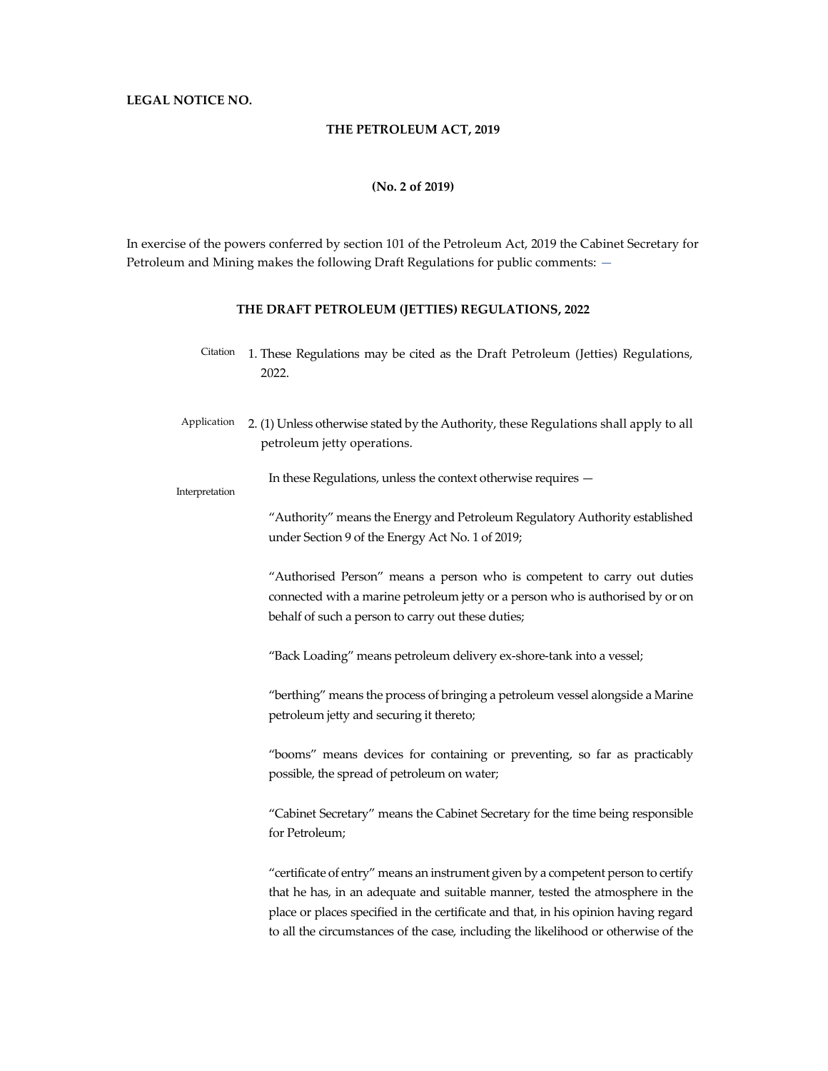**LEGAL NOTICE NO.**

**THE PETROLEUM ACT, 2019**

**(No. 2 of 2019)**

In exercise of the powers conferred by section 101 of the Petroleum Act, 2019 the Cabinet Secretary for Petroleum and Mining makes the following Draft Regulations for public comments: —

## THE DRAFT PETROLEUM (JETTIES) REGULATIONS, 2022

Citation

1. These Regulations may be cited as the Draft Petroleum (Jetties) Regulations, 2022.

Application

2. (1) Unless otherwise stated by the Authority, these Regulations shall apply to all petroleum jetty operations.

Interpretation

In these Regulations, unless the context otherwise requires —

"Authority" means the Energy and Petroleum Regulatory Authority established under Section 9 of the Energy Act No. 1 of 2019;

"Authorised Person" means a person who is competent to carry out duties connected with a marine petroleum jetty or a person who is authorised by or on behalf of such a person to carry out these duties;

"Back Loading" means petroleum delivery ex-shore-tank into a vessel;

"berthing" means the process of bringing a petroleum vessel alongside a Marine petroleum jetty and securing it thereto;

"booms" means devices for containing or preventing, so far as practicably possible, the spread of petroleum on water;

"Cabinet Secretary" means the Cabinet Secretary for the time being responsible for Petroleum;

"certificate of entry" means an instrument given by a competent person to certify that he has, in an adequate and suitable manner, tested the atmosphere in the place or places specified in the certificate and that, in his opinion having regard to all the circumstances of the case, including the likelihood or otherwise of the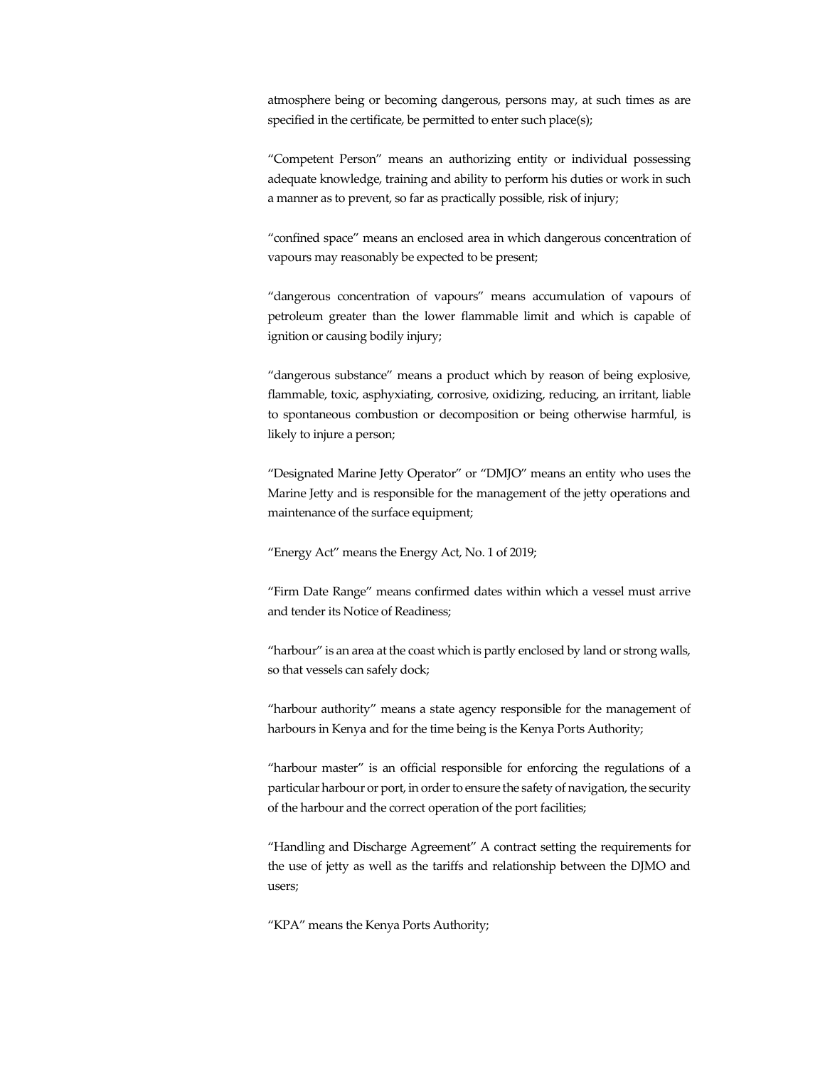atmosphere being or becoming dangerous, persons may, at such times as are specified in the certificate, be permitted to enter such place(s);

"Competent Person" means an authorizing entity or individual possessing adequate knowledge, training and ability to perform his duties or work in such a manner as to prevent, so far as practically possible, risk of injury;

"confined space" means an enclosed area in which dangerous concentration of vapours may reasonably be expected to be present;

"dangerous concentration of vapours" means accumulation of vapours of petroleum greater than the lower flammable limit and which is capable of ignition or causing bodily injury;

"dangerous substance" means a product which by reason of being explosive, flammable, toxic, asphyxiating, corrosive, oxidizing, reducing, an irritant, liable to spontaneous combustion or decomposition or being otherwise harmful, is likely to injure a person;

"Designated Marine Jetty Operator" or "DMJO" means an entity who uses the Marine Jetty and is responsible for the management of the jetty operations and maintenance of the surface equipment;

"Energy Act" means the Energy Act, No. 1 of 2019;

"Firm Date Range" means confirmed dates within which a vessel must arrive and tender its Notice of Readiness;

"harbour" is an area at the coast which is partly enclosed by land or strong walls, so that vessels can safely dock;

"harbour authority" means a state agency responsible for the management of harbours in Kenya and for the time being is the Kenya Ports Authority;

"harbour master" is an official responsible for enforcing the regulations of a particular harbour or port, in order to ensure the safety of navigation, the security of the harbour and the correct operation of the port facilities;

"Handling and Discharge Agreement" A contract setting the requirements for the use of jetty as well as the tariffs and relationship between the DJMO and users;

"KPA" means the Kenya Ports Authority;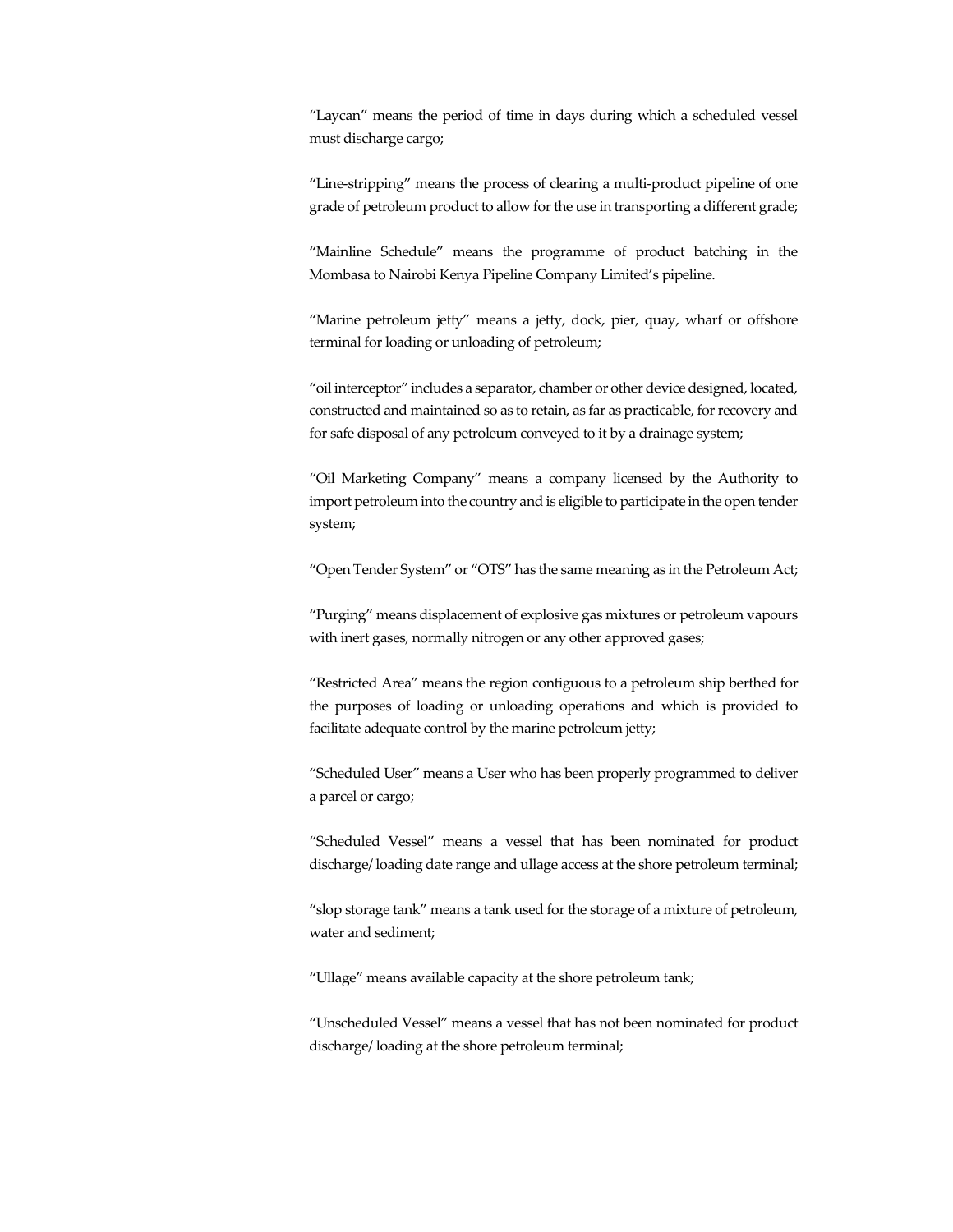“Laycan” means the period of time in days during which a scheduled vessel must discharge cargo;

“Line-stripping” means the process of clearing a multi-product pipeline of one grade of petroleum product to allow for the use in transporting a different grade;

“Mainline Schedule” means the programme of product batching in the Mombasa to Nairobi Kenya Pipeline Company Limited’s pipeline.

“Marine petroleum jetty” means a jetty, dock, pier, quay, wharf or offshore terminal for loading or unloading of petroleum;

“oil interceptor” includes a separator, chamber or other device designed, located, constructed and maintained so as to retain, as far as practicable, for recovery and for safe disposal of any petroleum conveyed to it by a drainage system;

“Oil Marketing Company” means a company licensed by the Authority to import petroleum into the country and is eligible to participate in the open tender system;

“Open Tender System” or “OTS” has the same meaning as in the Petroleum Act;

“Purging” means displacement of explosive gas mixtures or petroleum vapours with inert gases, normally nitrogen or any other approved gases;

“Restricted Area” means the region contiguous to a petroleum ship berthed for the purposes of loading or unloading operations and which is provided to facilitate adequate control by the marine petroleum jetty;

“Scheduled User” means a User who has been properly programmed to deliver a parcel or cargo;

“Scheduled Vessel” means a vessel that has been nominated for product discharge/ loading date range and ullage access at the shore petroleum terminal;

“slop storage tank” means a tank used for the storage of a mixture of petroleum, water and sediment;

“Ullage” means available capacity at the shore petroleum tank;

“Unscheduled Vessel” means a vessel that has not been nominated for product discharge/ loading at the shore petroleum terminal;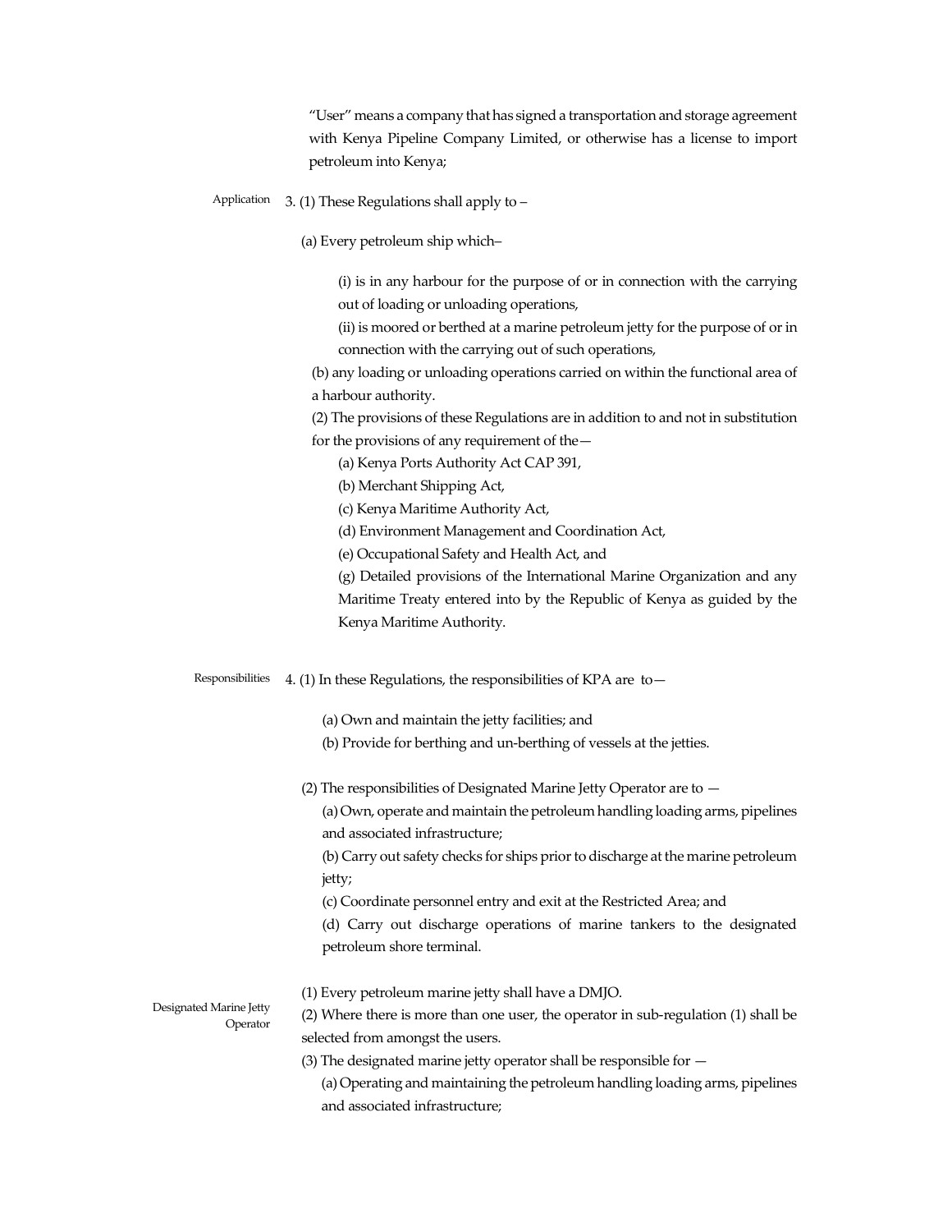"User" means a company that has signed a transportation and storage agreement with Kenya Pipeline Company Limited, or otherwise has a license to import petroleum into Kenya;

Application

3. (1) These Regulations shall apply to –

(a) Every petroleum ship which–

(i) is in any harbour for the purpose of or in connection with the carrying out of loading or unloading operations,

(ii) is moored or berthed at a marine petroleum jetty for the purpose of or in connection with the carrying out of such operations,

(b) any loading or unloading operations carried on within the functional area of a harbour authority.

(2) The provisions of these Regulations are in addition to and not in substitution for the provisions of any requirement of the—

(a) Kenya Ports Authority Act CAP 391,

(b) Merchant Shipping Act,

(c) Kenya Maritime Authority Act,

(d) Environment Management and Coordination Act,

(e) Occupational Safety and Health Act, and

(g) Detailed provisions of the International Marine Organization and any Maritime Treaty entered into by the Republic of Kenya as guided by the Kenya Maritime Authority.

Responsibilities

4. (1) In these Regulations, the responsibilities of KPA are to—

(a) Own and maintain the jetty facilities; and

(b) Provide for berthing and un-berthing of vessels at the jetties.

(2) The responsibilities of Designated Marine Jetty Operator are to —

(a) Own, operate and maintain the petroleum handling loading arms, pipelines and associated infrastructure;

(b) Carry out safety checks for ships prior to discharge at the marine petroleum jetty;

(c) Coordinate personnel entry and exit at the Restricted Area; and

(d) Carry out discharge operations of marine tankers to the designated petroleum shore terminal.

Designated Marine Jetty Operator

(1) Every petroleum marine jetty shall have a DMJO.

(2) Where there is more than one user, the operator in sub-regulation (1) shall be selected from amongst the users.

(3) The designated marine jetty operator shall be responsible for —

(a) Operating and maintaining the petroleum handling loading arms, pipelines and associated infrastructure;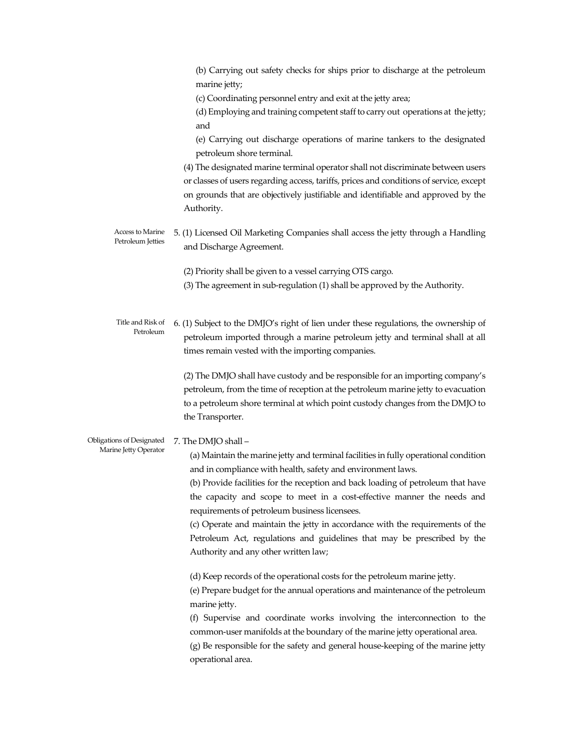(b) Carrying out safety checks for ships prior to discharge at the petroleum marine jetty;

(c) Coordinating personnel entry and exit at the jetty area;

(d) Employing and training competent staff to carry out operations at the jetty; and

(e) Carrying out discharge operations of marine tankers to the designated petroleum shore terminal.

(4) The designated marine terminal operator shall not discriminate between users or classes of users regarding access, tariffs, prices and conditions of service, except on grounds that are objectively justifiable and identifiable and approved by the Authority.

**Access to Marine Petroleum Jetties**

5. (1) Licensed Oil Marketing Companies shall access the jetty through a Handling and Discharge Agreement.

(2) Priority shall be given to a vessel carrying OTS cargo.

(3) The agreement in sub-regulation (1) shall be approved by the Authority.

**Title and Risk of Petroleum**

6. (1) Subject to the DMJO's right of lien under these regulations, the ownership of petroleum imported through a marine petroleum jetty and terminal shall at all times remain vested with the importing companies.

(2) The DMJO shall have custody and be responsible for an importing company's petroleum, from the time of reception at the petroleum marine jetty to evacuation to a petroleum shore terminal at which point custody changes from the DMJO to the Transporter.

**Obligations of Designated Marine Jetty Operator**

7. The DMJO shall –

(a) Maintain the marine jetty and terminal facilities in fully operational condition and in compliance with health, safety and environment laws.

(b) Provide facilities for the reception and back loading of petroleum that have the capacity and scope to meet in a cost-effective manner the needs and requirements of petroleum business licensees.

(c) Operate and maintain the jetty in accordance with the requirements of the Petroleum Act, regulations and guidelines that may be prescribed by the Authority and any other written law;

(d) Keep records of the operational costs for the petroleum marine jetty.

(e) Prepare budget for the annual operations and maintenance of the petroleum marine jetty.

(f) Supervise and coordinate works involving the interconnection to the common-user manifolds at the boundary of the marine jetty operational area.

(g) Be responsible for the safety and general house-keeping of the marine jetty operational area.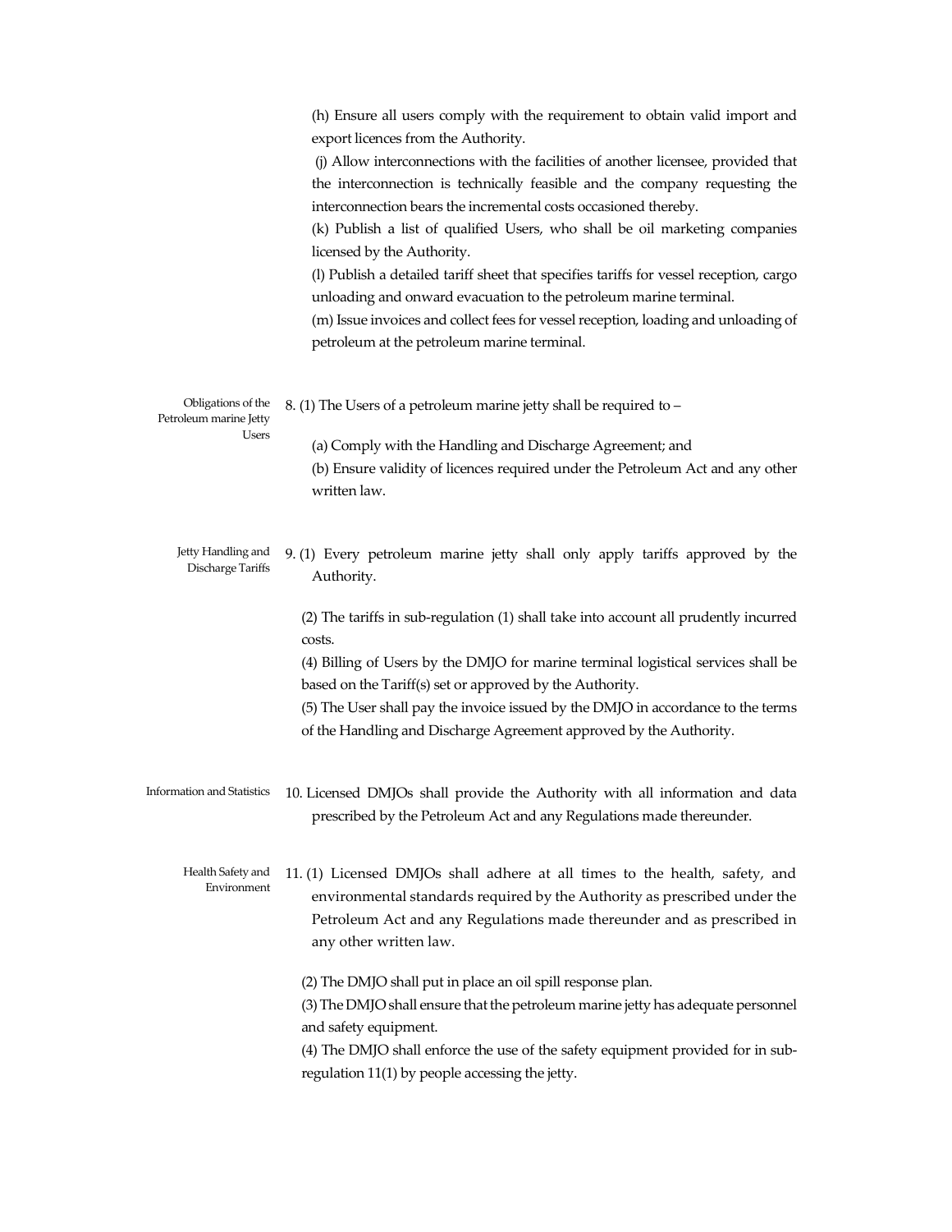(h) Ensure all users comply with the requirement to obtain valid import and export licences from the Authority.

(j) Allow interconnections with the facilities of another licensee, provided that the interconnection is technically feasible and the company requesting the interconnection bears the incremental costs occasioned thereby.

(k) Publish a list of qualified Users, who shall be oil marketing companies licensed by the Authority.

(l) Publish a detailed tariff sheet that specifies tariffs for vessel reception, cargo unloading and onward evacuation to the petroleum marine terminal.

(m) Issue invoices and collect fees for vessel reception, loading and unloading of petroleum at the petroleum marine terminal.

**Obligations of the Petroleum marine Jetty Users**

8. (1) The Users of a petroleum marine jetty shall be required to –

(a) Comply with the Handling and Discharge Agreement; and

(b) Ensure validity of licences required under the Petroleum Act and any other written law.

**Jetty Handling and Discharge Tariffs**

9. (1) Every petroleum marine jetty shall only apply tariffs approved by the Authority.

(2) The tariffs in sub-regulation (1) shall take into account all prudently incurred costs.

(4) Billing of Users by the DMJO for marine terminal logistical services shall be based on the Tariff(s) set or approved by the Authority.

(5) The User shall pay the invoice issued by the DMJO in accordance to the terms of the Handling and Discharge Agreement approved by the Authority.

**Information and Statistics**

10. Licensed DMJOs shall provide the Authority with all information and data prescribed by the Petroleum Act and any Regulations made thereunder.

**Health Safety and Environment**

11. (1) Licensed DMJOs shall adhere at all times to the health, safety, and environmental standards required by the Authority as prescribed under the Petroleum Act and any Regulations made thereunder and as prescribed in any other written law.

(2) The DMJO shall put in place an oil spill response plan.

(3) The DMJO shall ensure that the petroleum marine jetty has adequate personnel and safety equipment.

(4) The DMJO shall enforce the use of the safety equipment provided for in sub-regulation 11(1) by people accessing the jetty.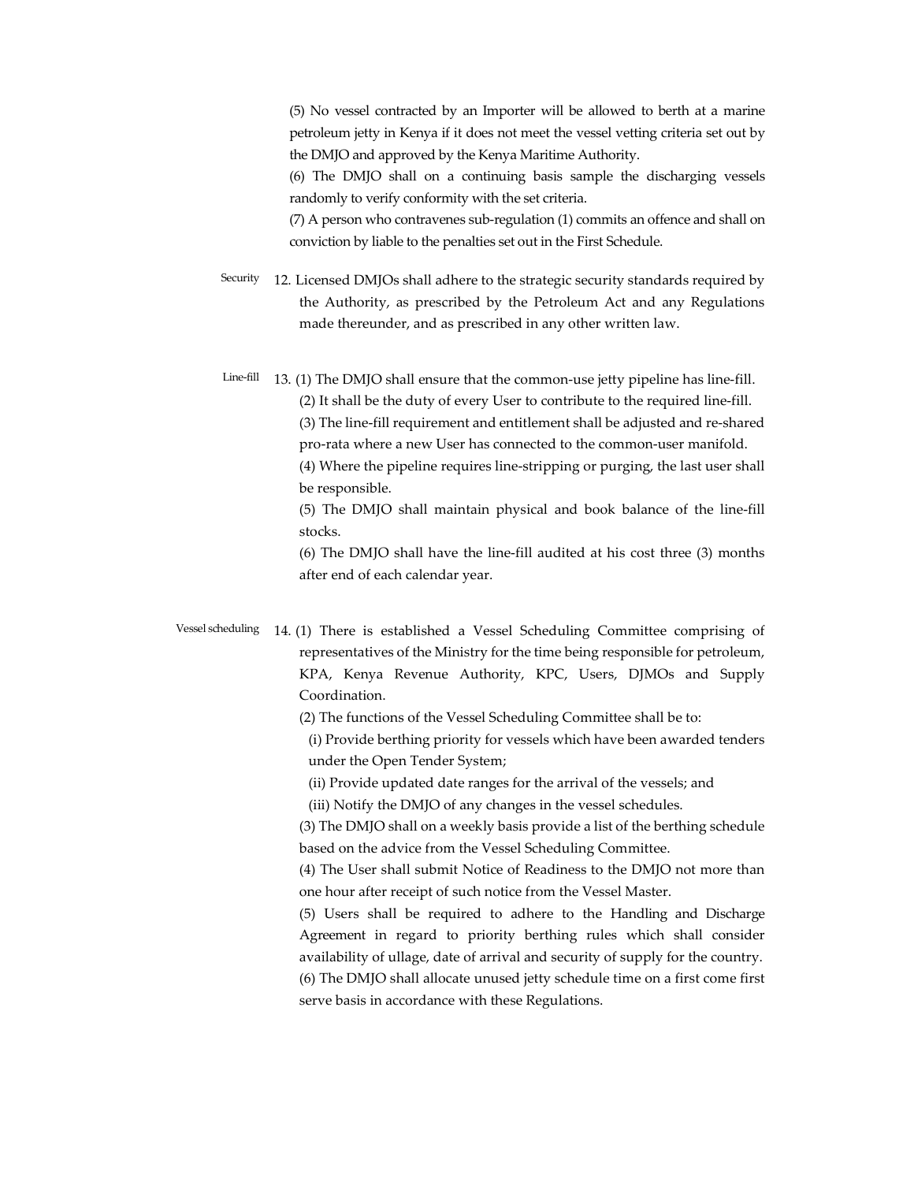(5) No vessel contracted by an Importer will be allowed to berth at a marine petroleum jetty in Kenya if it does not meet the vessel vetting criteria set out by the DMJO and approved by the Kenya Maritime Authority.

(6) The DMJO shall on a continuing basis sample the discharging vessels randomly to verify conformity with the set criteria.

(7) A person who contravenes sub-regulation (1) commits an offence and shall on conviction by liable to the penalties set out in the First Schedule.

Security

12. Licensed DMJOs shall adhere to the strategic security standards required by the Authority, as prescribed by the Petroleum Act and any Regulations made thereunder, and as prescribed in any other written law.

Line-fill

13. (1) The DMJO shall ensure that the common-use jetty pipeline has line-fill.

(2) It shall be the duty of every User to contribute to the required line-fill.

(3) The line-fill requirement and entitlement shall be adjusted and re-shared pro-rata where a new User has connected to the common-user manifold.

(4) Where the pipeline requires line-stripping or purging, the last user shall be responsible.

(5) The DMJO shall maintain physical and book balance of the line-fill stocks.

(6) The DMJO shall have the line-fill audited at his cost three (3) months after end of each calendar year.

Vessel scheduling

14. (1) There is established a Vessel Scheduling Committee comprising of representatives of the Ministry for the time being responsible for petroleum, KPA, Kenya Revenue Authority, KPC, Users, DJMOs and Supply Coordination.

(2) The functions of the Vessel Scheduling Committee shall be to:

(i) Provide berthing priority for vessels which have been awarded tenders under the Open Tender System;

(ii) Provide updated date ranges for the arrival of the vessels; and

(iii) Notify the DMJO of any changes in the vessel schedules.

(3) The DMJO shall on a weekly basis provide a list of the berthing schedule based on the advice from the Vessel Scheduling Committee.

(4) The User shall submit Notice of Readiness to the DMJO not more than one hour after receipt of such notice from the Vessel Master.

(5) Users shall be required to adhere to the Handling and Discharge Agreement in regard to priority berthing rules which shall consider availability of ullage, date of arrival and security of supply for the country.

(6) The DMJO shall allocate unused jetty schedule time on a first come first serve basis in accordance with these Regulations.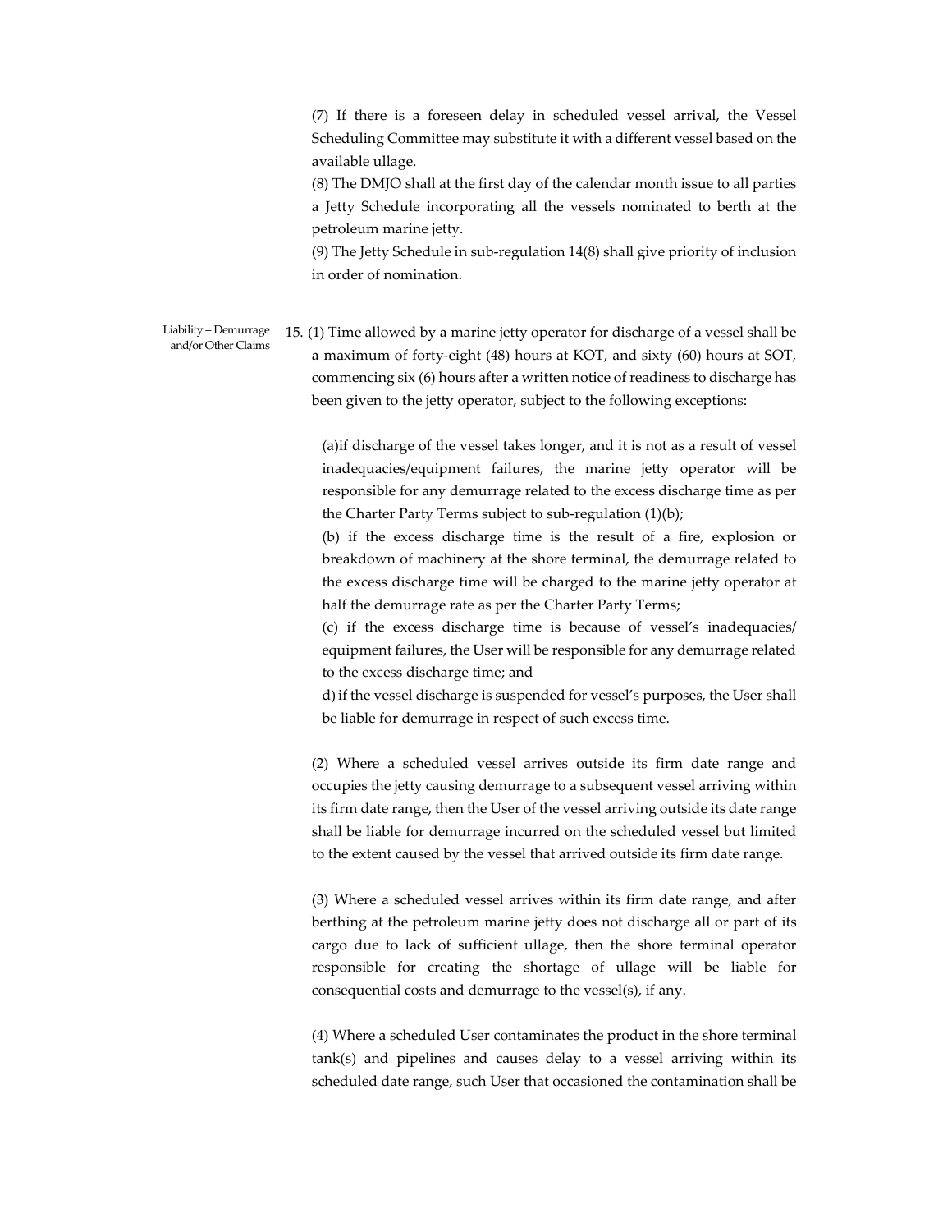(7) If there is a foreseen delay in scheduled vessel arrival, the Vessel Scheduling Committee may substitute it with a different vessel based on the available ullage.

(8) The DMJO shall at the first day of the calendar month issue to all parties a Jetty Schedule incorporating all the vessels nominated to berth at the petroleum marine jetty.

(9) The Jetty Schedule in sub-regulation 14(8) shall give priority of inclusion in order of nomination.

Liability – Demurrage and/or Other Claims

15. (1) Time allowed by a marine jetty operator for discharge of a vessel shall be a maximum of forty-eight (48) hours at KOT, and sixty (60) hours at SOT, commencing six (6) hours after a written notice of readiness to discharge has been given to the jetty operator, subject to the following exceptions:

(a)if discharge of the vessel takes longer, and it is not as a result of vessel inadequacies/equipment failures, the marine jetty operator will be responsible for any demurrage related to the excess discharge time as per the Charter Party Terms subject to sub-regulation (1)(b);

(b) if the excess discharge time is the result of a fire, explosion or breakdown of machinery at the shore terminal, the demurrage related to the excess discharge time will be charged to the marine jetty operator at half the demurrage rate as per the Charter Party Terms;

(c) if the excess discharge time is because of vessel's inadequacies/ equipment failures, the User will be responsible for any demurrage related to the excess discharge time; and

d) if the vessel discharge is suspended for vessel's purposes, the User shall be liable for demurrage in respect of such excess time.

(2) Where a scheduled vessel arrives outside its firm date range and occupies the jetty causing demurrage to a subsequent vessel arriving within its firm date range, then the User of the vessel arriving outside its date range shall be liable for demurrage incurred on the scheduled vessel but limited to the extent caused by the vessel that arrived outside its firm date range.

(3) Where a scheduled vessel arrives within its firm date range, and after berthing at the petroleum marine jetty does not discharge all or part of its cargo due to lack of sufficient ullage, then the shore terminal operator responsible for creating the shortage of ullage will be liable for consequential costs and demurrage to the vessel(s), if any.

(4) Where a scheduled User contaminates the product in the shore terminal tank(s) and pipelines and causes delay to a vessel arriving within its scheduled date range, such User that occasioned the contamination shall be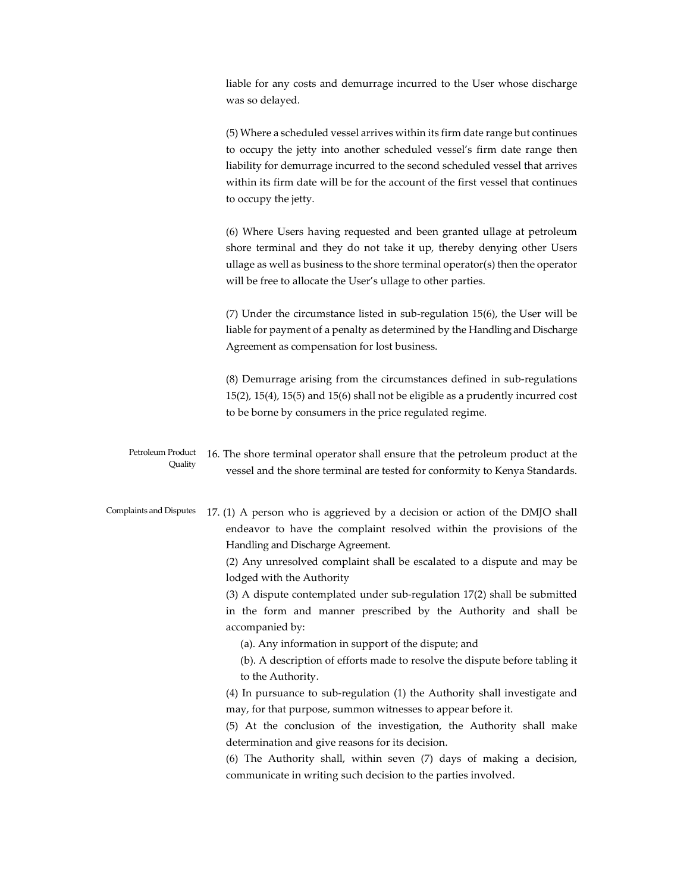liable for any costs and demurrage incurred to the User whose discharge was so delayed.

(5) Where a scheduled vessel arrives within its firm date range but continues to occupy the jetty into another scheduled vessel's firm date range then liability for demurrage incurred to the second scheduled vessel that arrives within its firm date will be for the account of the first vessel that continues to occupy the jetty.

(6) Where Users having requested and been granted ullage at petroleum shore terminal and they do not take it up, thereby denying other Users ullage as well as business to the shore terminal operator(s) then the operator will be free to allocate the User's ullage to other parties.

(7) Under the circumstance listed in sub-regulation 15(6), the User will be liable for payment of a penalty as determined by the Handling and Discharge Agreement as compensation for lost business.

(8) Demurrage arising from the circumstances defined in sub-regulations 15(2), 15(4), 15(5) and 15(6) shall not be eligible as a prudently incurred cost to be borne by consumers in the price regulated regime.

*Petroleum Product Quality*

16. The shore terminal operator shall ensure that the petroleum product at the vessel and the shore terminal are tested for conformity to Kenya Standards.

*Complaints and Disputes*

17. (1) A person who is aggrieved by a decision or action of the DMJO shall endeavor to have the complaint resolved within the provisions of the Handling and Discharge Agreement.

(2) Any unresolved complaint shall be escalated to a dispute and may be lodged with the Authority

(3) A dispute contemplated under sub-regulation 17(2) shall be submitted in the form and manner prescribed by the Authority and shall be accompanied by:

(a). Any information in support of the dispute; and

(b). A description of efforts made to resolve the dispute before tabling it to the Authority.

(4) In pursuance to sub-regulation (1) the Authority shall investigate and may, for that purpose, summon witnesses to appear before it.

(5) At the conclusion of the investigation, the Authority shall make determination and give reasons for its decision.

(6) The Authority shall, within seven (7) days of making a decision, communicate in writing such decision to the parties involved.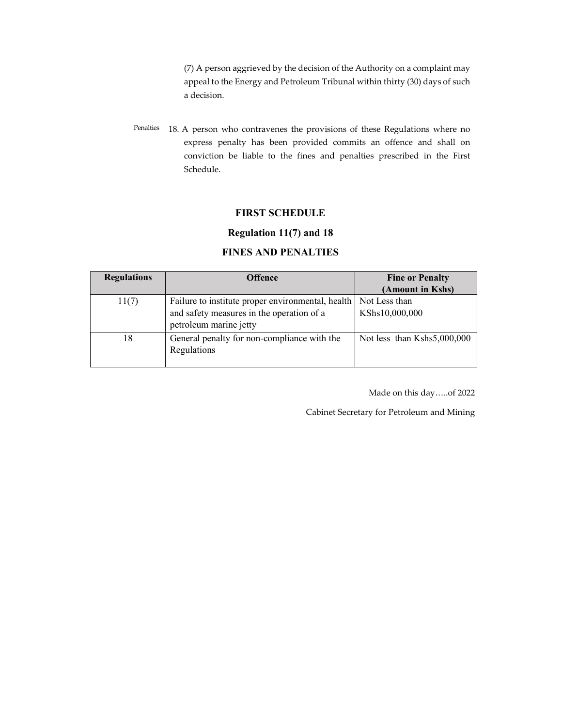(7) A person aggrieved by the decision of the Authority on a complaint may appeal to the Energy and Petroleum Tribunal within thirty (30) days of such a decision.

Penalties

18. A person who contravenes the provisions of these Regulations where no express penalty has been provided commits an offence and shall on conviction be liable to the fines and penalties prescribed in the First Schedule.

## FIRST SCHEDULE

### Regulation 11(7) and 18

### FINES AND PENALTIES

| Regulations | Offence | Fine or Penalty (Amount in Kshs) |
|---|---|---|
| 11(7) | Failure to institute proper environmental, health and safety measures in the operation of a petroleum marine jetty | Not Less than KShs10,000,000 |
| 18 | General penalty for non-compliance with the Regulations | Not less than Kshs5,000,000 |

Made on this day…..of 2022

Cabinet Secretary for Petroleum and Mining